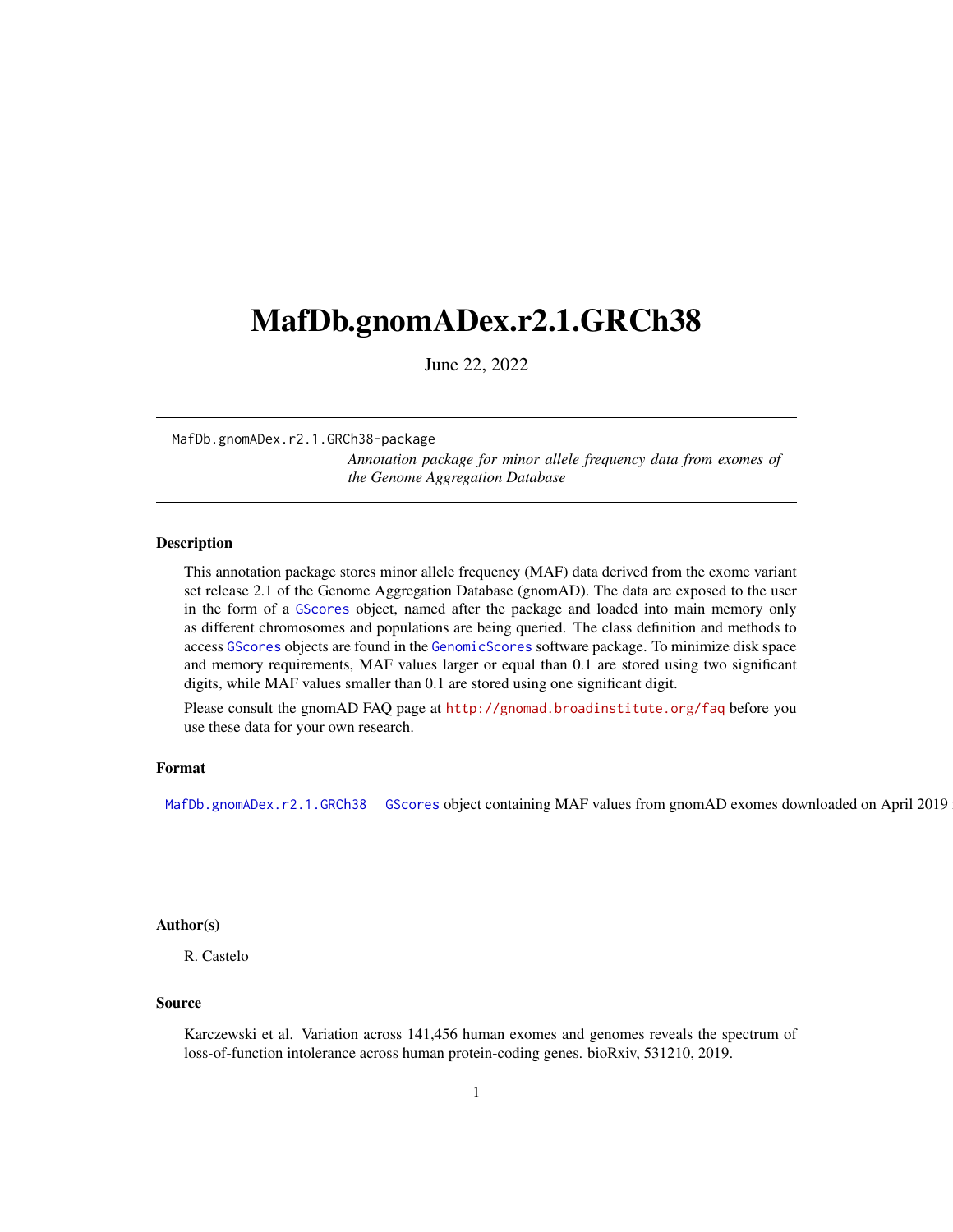# MafDb.gnomADex.r2.1.GRCh38

June 22, 2022

---

`MafDb.gnomADex.r2.1.GRCh38-package`

*Annotation package for minor allele frequency data from exomes of the Genome Aggregation Database*

---

## Description

This annotation package stores minor allele frequency (MAF) data derived from the exome variant set release 2.1 of the Genome Aggregation Database (gnomAD). The data are exposed to the user in the form of a `GScores` object, named after the package and loaded into main memory only as different chromosomes and populations are being queried. The class definition and methods to access `GScores` objects are found in the `GenomicScores` software package. To minimize disk space and memory requirements, MAF values larger or equal than 0.1 are stored using two significant digits, while MAF values smaller than 0.1 are stored using one significant digit.

Please consult the gnomAD FAQ page at `http://gnomad.broadinstitute.org/faq` before you use these data for your own research.

## Format

`MafDb.gnomADex.r2.1.GRCh38` `GScores` object containing MAF values from gnomAD exomes downloaded on April 2019

## Author(s)

R. Castelo

## Source

Karczewski et al. Variation across 141,456 human exomes and genomes reveals the spectrum of loss-of-function intolerance across human protein-coding genes. bioRxiv, 531210, 2019.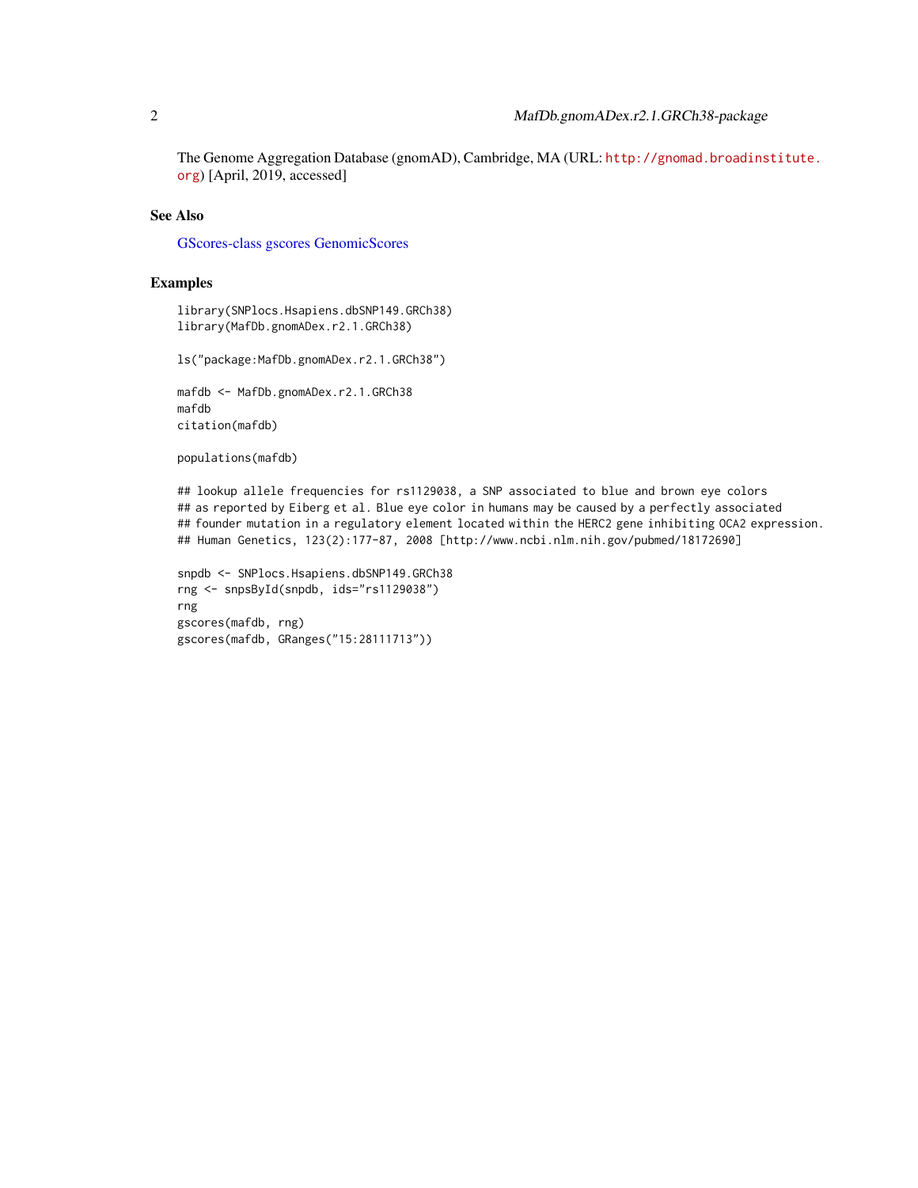The Genome Aggregation Database (gnomAD), Cambridge, MA (URL: http://gnomad.broadinstitute.org) [April, 2019, accessed]

## See Also

GScores-class gscores GenomicScores

## Examples

```
library(SNPlocs.Hsapiens.dbSNP149.GRCh38)
library(MafDb.gnomADex.r2.1.GRCh38)

ls("package:MafDb.gnomADex.r2.1.GRCh38")

mafdb <- MafDb.gnomADex.r2.1.GRCh38
mafdb
citation(mafdb)

populations(mafdb)

## lookup allele frequencies for rs1129038, a SNP associated to blue and brown eye colors
## as reported by Eiberg et al. Blue eye color in humans may be caused by a perfectly associated
## founder mutation in a regulatory element located within the HERC2 gene inhibiting OCA2 expression.
## Human Genetics, 123(2):177-87, 2008 [http://www.ncbi.nlm.nih.gov/pubmed/18172690]

snpdb <- SNPlocs.Hsapiens.dbSNP149.GRCh38
rng <- snpsById(snpdb, ids="rs1129038")
rng
gscores(mafdb, rng)
gscores(mafdb, GRanges("15:28111713"))
```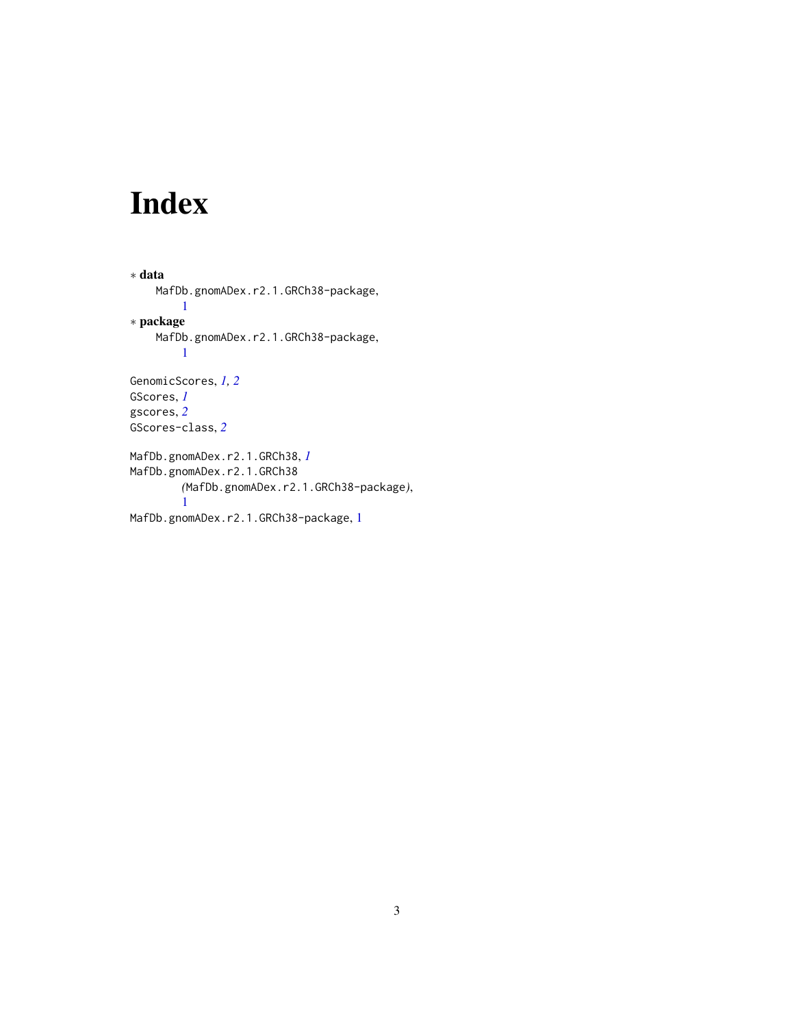# Index

* **data**
    MafDb.gnomADex.r2.1.GRCh38-package, 1
* **package**
    MafDb.gnomADex.r2.1.GRCh38-package, 1

GenomicScores, *1, 2*
GScores, *1*
gscores, *2*
GScores-class, *2*

MafDb.gnomADex.r2.1.GRCh38, *1*
MafDb.gnomADex.r2.1.GRCh38 *(*MafDb.gnomADex.r2.1.GRCh38-package*)*, 1
MafDb.gnomADex.r2.1.GRCh38-package, 1